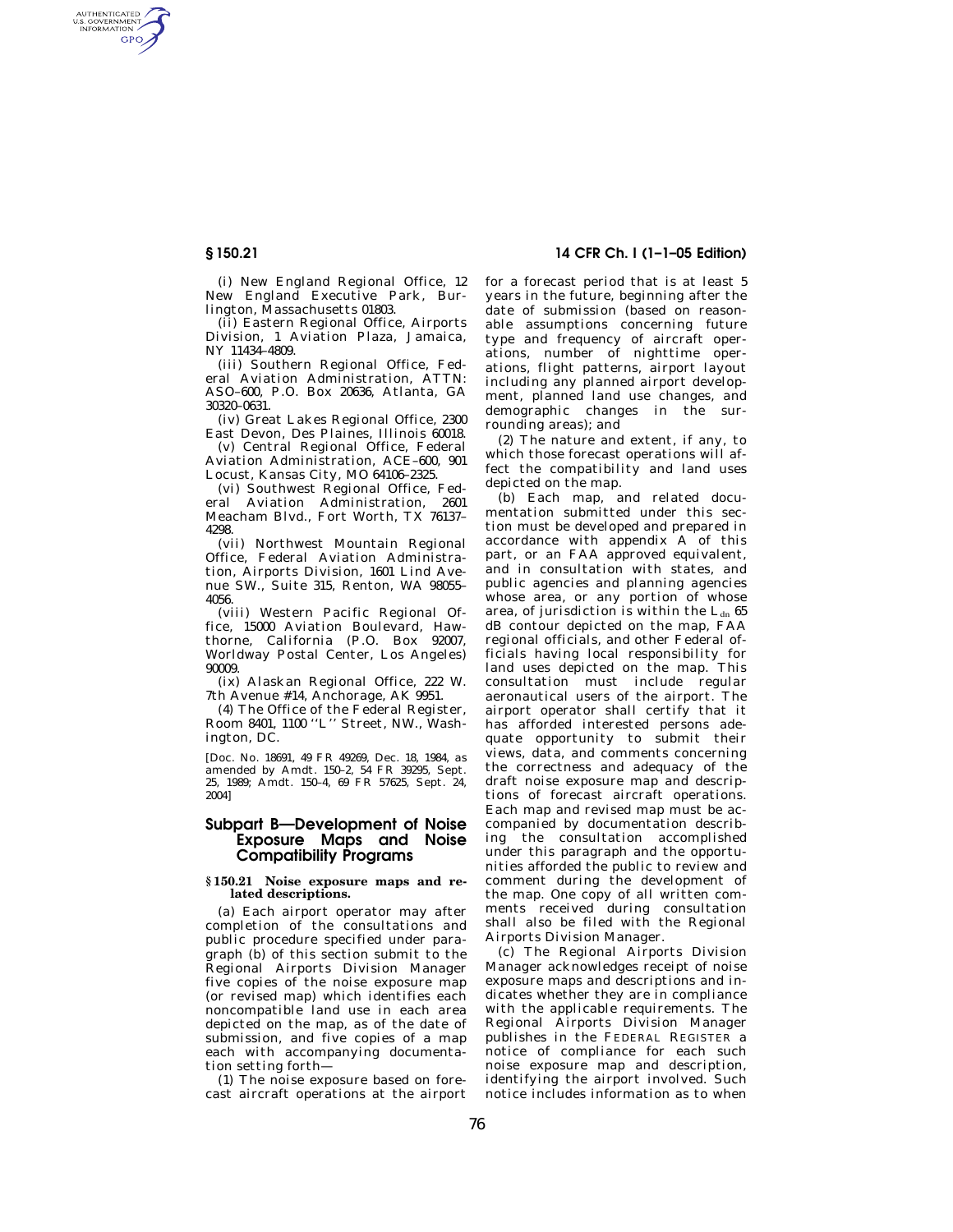(i) New England Regional Office, 12 New England Executive Park, Burlington, Massachusetts 01803.

(ii) Eastern Regional Office, Airports Division, 1 Aviation Plaza, Jamaica, NY 11434–4809.

(iii) Southern Regional Office, Federal Aviation Administration, ATTN: ASO–600, P.O. Box 20636, Atlanta, GA 30320–0631.

(iv) Great Lakes Regional Office, 2300 East Devon, Des Plaines, Illinois 60018.

(v) Central Regional Office, Federal Aviation Administration, ACE–600, 901 Locust, Kansas City, MO 64106–2325.

(vi) Southwest Regional Office, Federal Aviation Administration, 2601 Meacham Blvd., Fort Worth, TX 76137–4298.

(vii) Northwest Mountain Regional Office, Federal Aviation Administration, Airports Division, 1601 Lind Avenue SW., Suite 315, Renton, WA 98055–4056.

(viii) Western Pacific Regional Office, 15000 Aviation Boulevard, Hawthorne, California (P.O. Box 92007, Worldway Postal Center, Los Angeles) 90009.

(ix) Alaskan Regional Office, 222 W. 7th Avenue #14, Anchorage, AK 9951.

(4) The Office of the Federal Register, Room 8401, 1100 ''L'' Street, NW., Washington, DC.

[Doc. No. 18691, 49 FR 49269, Dec. 18, 1984, as amended by Amdt. 150–2, 54 FR 39295, Sept. 25, 1989; Amdt. 150–4, 69 FR 57625, Sept. 24, 2004]

## Subpart B—Development of Noise Exposure Maps and Noise Compatibility Programs

### § 150.21 Noise exposure maps and related descriptions.

(a) Each airport operator may after completion of the consultations and public procedure specified under paragraph (b) of this section submit to the Regional Airports Division Manager five copies of the noise exposure map (or revised map) which identifies each noncompatible land use in each area depicted on the map, as of the date of submission, and five copies of a map each with accompanying documentation setting forth—

(1) The noise exposure based on forecast aircraft operations at the airport for a forecast period that is at least 5 years in the future, beginning after the date of submission (based on reasonable assumptions concerning future type and frequency of aircraft operations, number of nighttime operations, flight patterns, airport layout including any planned airport development, planned land use changes, and demographic changes in the surrounding areas); and

(2) The nature and extent, if any, to which those forecast operations will affect the compatibility and land uses depicted on the map.

(b) Each map, and related documentation submitted under this section must be developed and prepared in accordance with appendix A of this part, or an FAA approved equivalent, and in consultation with states, and public agencies and planning agencies whose area, or any portion of whose area, of jurisdiction is within the $L_{dn}$ 65 dB contour depicted on the map, FAA regional officials, and other Federal officials having local responsibility for land uses depicted on the map. This consultation must include regular aeronautical users of the airport. The airport operator shall certify that it has afforded interested persons adequate opportunity to submit their views, data, and comments concerning the correctness and adequacy of the draft noise exposure map and descriptions of forecast aircraft operations. Each map and revised map must be accompanied by documentation describing the consultation accomplished under this paragraph and the opportunities afforded the public to review and comment during the development of the map. One copy of all written comments received during consultation shall also be filed with the Regional Airports Division Manager.

(c) The Regional Airports Division Manager acknowledges receipt of noise exposure maps and descriptions and indicates whether they are in compliance with the applicable requirements. The Regional Airports Division Manager publishes in the FEDERAL REGISTER a notice of compliance for each such noise exposure map and description, identifying the airport involved. Such notice includes information as to when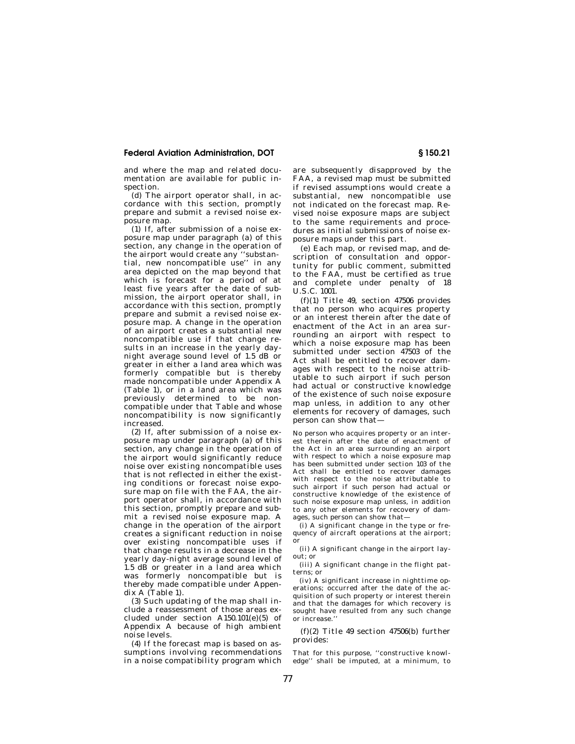and where the map and related documentation are available for public inspection.

(d) The airport operator shall, in accordance with this section, promptly prepare and submit a revised noise exposure map.

(1) If, after submission of a noise exposure map under paragraph (a) of this section, any change in the operation of the airport would create any ''substantial, new noncompatible use'' in any area depicted on the map beyond that which is forecast for a period of at least five years after the date of submission, the airport operator shall, in accordance with this section, promptly prepare and submit a revised noise exposure map. A change in the operation of an airport creates a substantial new noncompatible use if that change results in an increase in the yearly day-night average sound level of 1.5 dB or greater in either a land area which was formerly compatible but is thereby made noncompatible under Appendix A (Table 1), or in a land area which was previously determined to be noncompatible under that Table and whose noncompatibility is now significantly increased.

(2) If, after submission of a noise exposure map under paragraph (a) of this section, any change in the operation of the airport would significantly reduce noise over existing noncompatible uses that is not reflected in either the existing conditions or forecast noise exposure map on file with the FAA, the airport operator shall, in accordance with this section, promptly prepare and submit a revised noise exposure map. A change in the operation of the airport creates a significant reduction in noise over existing noncompatible uses if that change results in a decrease in the yearly day-night average sound level of 1.5 dB or greater in a land area which was formerly noncompatible but is thereby made compatible under Appendix A (Table 1).

(3) Such updating of the map shall include a reassessment of those areas excluded under section A150.101(e)(5) of Appendix A because of high ambient noise levels.

(4) If the forecast map is based on assumptions involving recommendations in a noise compatibility program which are subsequently disapproved by the FAA, a revised map must be submitted if revised assumptions would create a substantial, new noncompatible use not indicated on the forecast map. Revised noise exposure maps are subject to the same requirements and procedures as initial submissions of noise exposure maps under this part.

(e) Each map, or revised map, and description of consultation and opportunity for public comment, submitted to the FAA, must be certified as true and complete under penalty of 18 U.S.C. 1001.

(f)(1) Title 49, section 47506 provides that no person who acquires property or an interest therein after the date of enactment of the Act in an area surrounding an airport with respect to which a noise exposure map has been submitted under section 47503 of the Act shall be entitled to recover damages with respect to the noise attributable to such airport if such person had actual or constructive knowledge of the existence of such noise exposure map unless, in addition to any other elements for recovery of damages, such person can show that—

No person who acquires property or an interest therein after the date of enactment of the Act in an area surrounding an airport with respect to which a noise exposure map has been submitted under section 103 of the Act shall be entitled to recover damages with respect to the noise attributable to such airport if such person had actual or constructive knowledge of the existence of such noise exposure map unless, in addition to any other elements for recovery of damages, such person can show that—

(i) A significant change in the type or frequency of aircraft operations at the airport; or

(ii) A significant change in the airport layout; or

(iii) A significant change in the flight patterns; or

(iv) A significant increase in nighttime operations; occurred after the date of the acquisition of such property or interest therein and that the damages for which recovery is sought have resulted from any such change or increase.''

(f)(2) Title 49 section 47506(b) further provides:

That for this purpose, ''constructive knowledge'' shall be imputed, at a minimum, to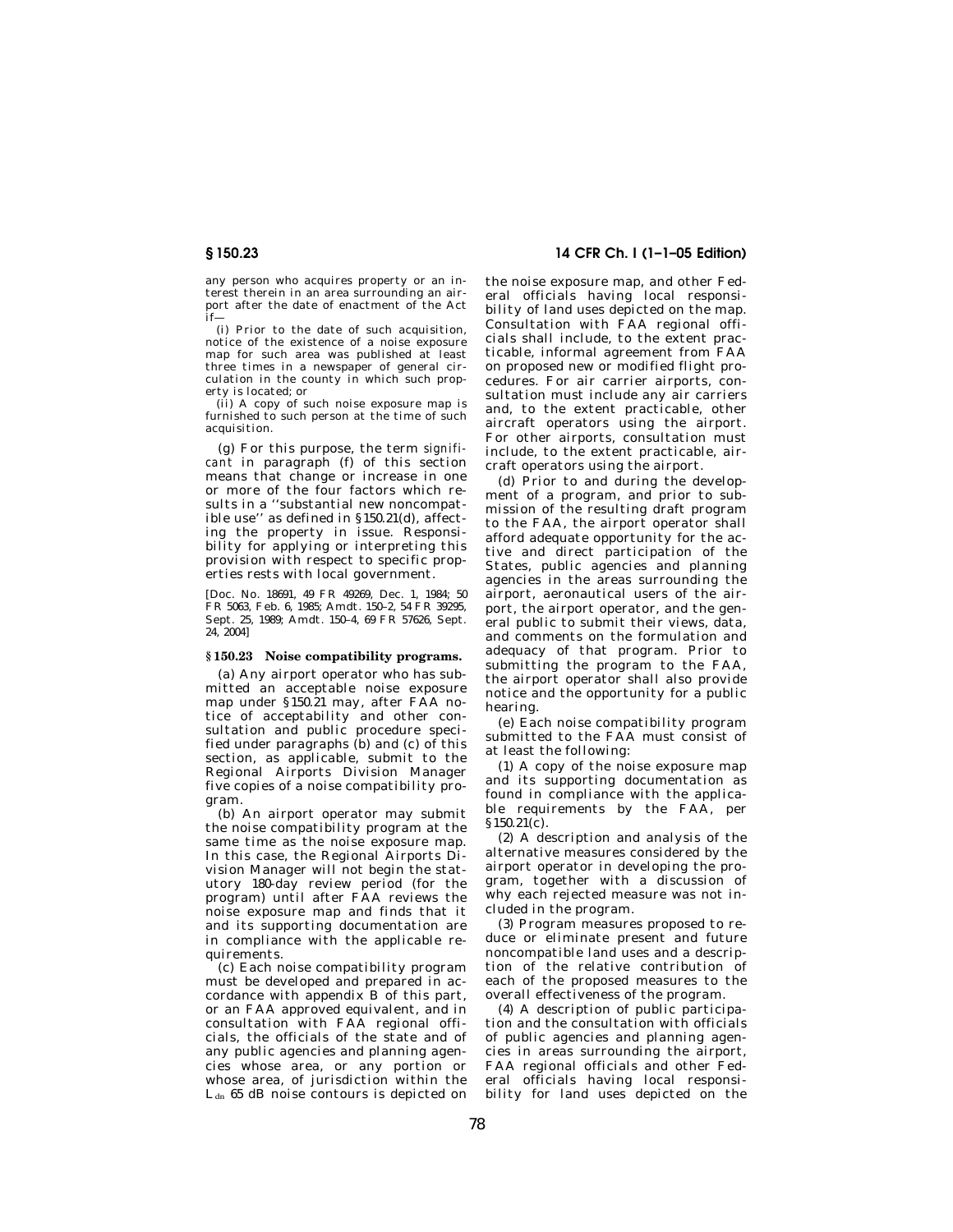any person who acquires property or an interest therein in an area surrounding an airport after the date of enactment of the Act if—

(i) Prior to the date of such acquisition, notice of the existence of a noise exposure map for such area was published at least three times in a newspaper of general circulation in the county in which such property is located; or

(ii) A copy of such noise exposure map is furnished to such person at the time of such acquisition.

(g) For this purpose, the term *significant* in paragraph (f) of this section means that change or increase in one or more of the four factors which results in a ''substantial new noncompatible use'' as defined in §150.21(d), affecting the property in issue. Responsibility for applying or interpreting this provision with respect to specific properties rests with local government.

[Doc. No. 18691, 49 FR 49269, Dec. 1, 1984; 50 FR 5063, Feb. 6, 1985; Amdt. 150–2, 54 FR 39295, Sept. 25, 1989; Amdt. 150–4, 69 FR 57626, Sept. 24, 2004]

### §150.23 Noise compatibility programs.

(a) Any airport operator who has submitted an acceptable noise exposure map under §150.21 may, after FAA notice of acceptability and other consultation and public procedure specified under paragraphs (b) and (c) of this section, as applicable, submit to the Regional Airports Division Manager five copies of a noise compatibility program.

(b) An airport operator may submit the noise compatibility program at the same time as the noise exposure map. In this case, the Regional Airports Division Manager will not begin the statutory 180-day review period (for the program) until after FAA reviews the noise exposure map and finds that it and its supporting documentation are in compliance with the applicable requirements.

(c) Each noise compatibility program must be developed and prepared in accordance with appendix B of this part, or an FAA approved equivalent, and in consultation with FAA regional officials, the officials of the state and of any public agencies and planning agencies whose area, or any portion or whose area, of jurisdiction within the $L_{dn}$ 65 dB noise contours is depicted on the noise exposure map, and other Federal officials having local responsibility of land uses depicted on the map. Consultation with FAA regional officials shall include, to the extent practicable, informal agreement from FAA on proposed new or modified flight procedures. For air carrier airports, consultation must include any air carriers and, to the extent practicable, other aircraft operators using the airport. For other airports, consultation must include, to the extent practicable, aircraft operators using the airport.

(d) Prior to and during the development of a program, and prior to submission of the resulting draft program to the FAA, the airport operator shall afford adequate opportunity for the active and direct participation of the States, public agencies and planning agencies in the areas surrounding the airport, aeronautical users of the airport, the airport operator, and the general public to submit their views, data, and comments on the formulation and adequacy of that program. Prior to submitting the program to the FAA, the airport operator shall also provide notice and the opportunity for a public hearing.

(e) Each noise compatibility program submitted to the FAA must consist of at least the following:

(1) A copy of the noise exposure map and its supporting documentation as found in compliance with the applicable requirements by the FAA, per §150.21(c).

(2) A description and analysis of the alternative measures considered by the airport operator in developing the program, together with a discussion of why each rejected measure was not included in the program.

(3) Program measures proposed to reduce or eliminate present and future noncompatible land uses and a description of the relative contribution of each of the proposed measures to the overall effectiveness of the program.

(4) A description of public participation and the consultation with officials of public agencies and planning agencies in areas surrounding the airport, FAA regional officials and other Federal officials having local responsibility for land uses depicted on the